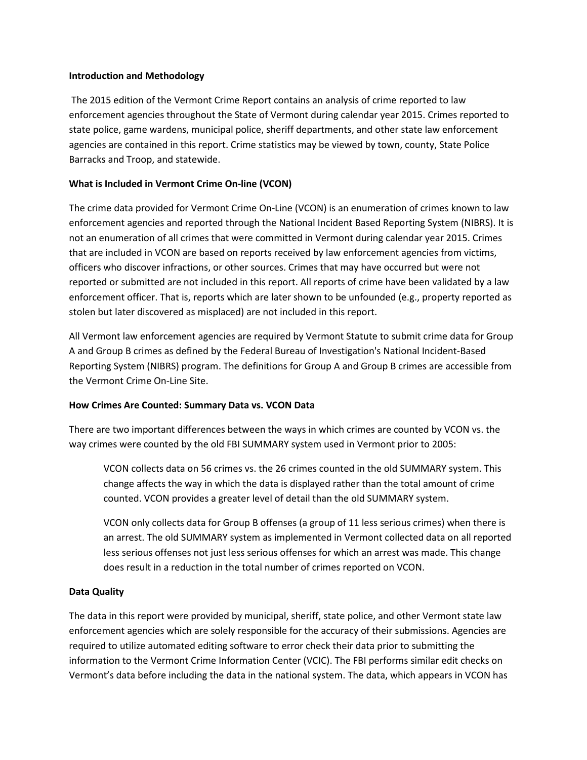**Introduction and Methodology**

The 2015 edition of the Vermont Crime Report contains an analysis of crime reported to law enforcement agencies throughout the State of Vermont during calendar year 2015. Crimes reported to state police, game wardens, municipal police, sheriff departments, and other state law enforcement agencies are contained in this report. Crime statistics may be viewed by town, county, State Police Barracks and Troop, and statewide.

**What is Included in Vermont Crime On-line (VCON)**

The crime data provided for Vermont Crime On-Line (VCON) is an enumeration of crimes known to law enforcement agencies and reported through the National Incident Based Reporting System (NIBRS). It is not an enumeration of all crimes that were committed in Vermont during calendar year 2015. Crimes that are included in VCON are based on reports received by law enforcement agencies from victims, officers who discover infractions, or other sources. Crimes that may have occurred but were not reported or submitted are not included in this report. All reports of crime have been validated by a law enforcement officer. That is, reports which are later shown to be unfounded (e.g., property reported as stolen but later discovered as misplaced) are not included in this report.

All Vermont law enforcement agencies are required by Vermont Statute to submit crime data for Group A and Group B crimes as defined by the Federal Bureau of Investigation's National Incident-Based Reporting System (NIBRS) program. The definitions for Group A and Group B crimes are accessible from the Vermont Crime On-Line Site.

**How Crimes Are Counted: Summary Data vs. VCON Data**

There are two important differences between the ways in which crimes are counted by VCON vs. the way crimes were counted by the old FBI SUMMARY system used in Vermont prior to 2005:

> VCON collects data on 56 crimes vs. the 26 crimes counted in the old SUMMARY system. This change affects the way in which the data is displayed rather than the total amount of crime counted. VCON provides a greater level of detail than the old SUMMARY system.
>
> VCON only collects data for Group B offenses (a group of 11 less serious crimes) when there is an arrest. The old SUMMARY system as implemented in Vermont collected data on all reported less serious offenses not just less serious offenses for which an arrest was made. This change does result in a reduction in the total number of crimes reported on VCON.

**Data Quality**

The data in this report were provided by municipal, sheriff, state police, and other Vermont state law enforcement agencies which are solely responsible for the accuracy of their submissions. Agencies are required to utilize automated editing software to error check their data prior to submitting the information to the Vermont Crime Information Center (VCIC). The FBI performs similar edit checks on Vermont's data before including the data in the national system. The data, which appears in VCON has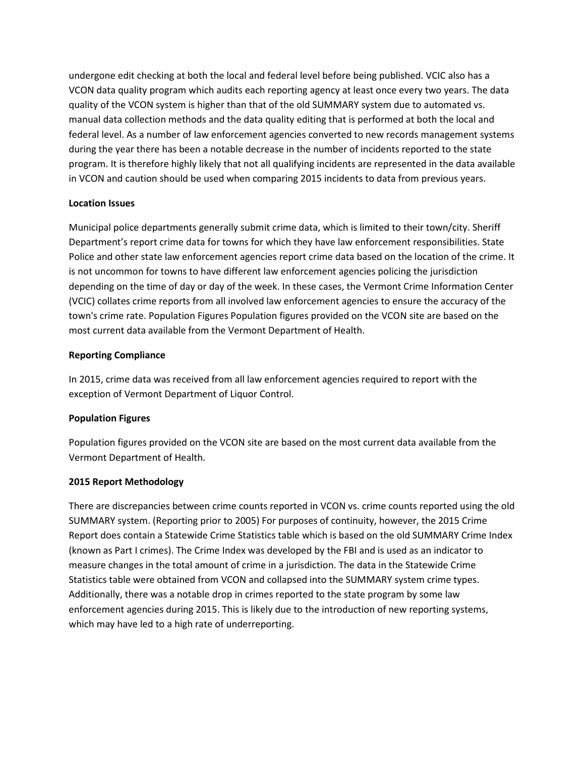undergone edit checking at both the local and federal level before being published. VCIC also has a VCON data quality program which audits each reporting agency at least once every two years. The data quality of the VCON system is higher than that of the old SUMMARY system due to automated vs. manual data collection methods and the data quality editing that is performed at both the local and federal level. As a number of law enforcement agencies converted to new records management systems during the year there has been a notable decrease in the number of incidents reported to the state program. It is therefore highly likely that not all qualifying incidents are represented in the data available in VCON and caution should be used when comparing 2015 incidents to data from previous years.

**Location Issues**

Municipal police departments generally submit crime data, which is limited to their town/city. Sheriff Department's report crime data for towns for which they have law enforcement responsibilities. State Police and other state law enforcement agencies report crime data based on the location of the crime. It is not uncommon for towns to have different law enforcement agencies policing the jurisdiction depending on the time of day or day of the week. In these cases, the Vermont Crime Information Center (VCIC) collates crime reports from all involved law enforcement agencies to ensure the accuracy of the town's crime rate. Population Figures Population figures provided on the VCON site are based on the most current data available from the Vermont Department of Health.

**Reporting Compliance**

In 2015, crime data was received from all law enforcement agencies required to report with the exception of Vermont Department of Liquor Control.

**Population Figures**

Population figures provided on the VCON site are based on the most current data available from the Vermont Department of Health.

**2015 Report Methodology**

There are discrepancies between crime counts reported in VCON vs. crime counts reported using the old SUMMARY system. (Reporting prior to 2005) For purposes of continuity, however, the 2015 Crime Report does contain a Statewide Crime Statistics table which is based on the old SUMMARY Crime Index (known as Part I crimes). The Crime Index was developed by the FBI and is used as an indicator to measure changes in the total amount of crime in a jurisdiction. The data in the Statewide Crime Statistics table were obtained from VCON and collapsed into the SUMMARY system crime types. Additionally, there was a notable drop in crimes reported to the state program by some law enforcement agencies during 2015. This is likely due to the introduction of new reporting systems, which may have led to a high rate of underreporting.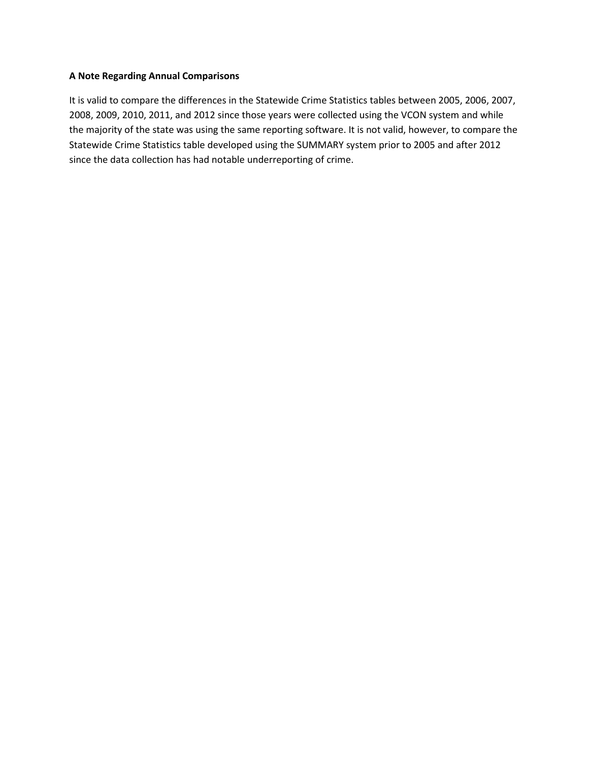**A Note Regarding Annual Comparisons**

It is valid to compare the differences in the Statewide Crime Statistics tables between 2005, 2006, 2007, 2008, 2009, 2010, 2011, and 2012 since those years were collected using the VCON system and while the majority of the state was using the same reporting software. It is not valid, however, to compare the Statewide Crime Statistics table developed using the SUMMARY system prior to 2005 and after 2012 since the data collection has had notable underreporting of crime.